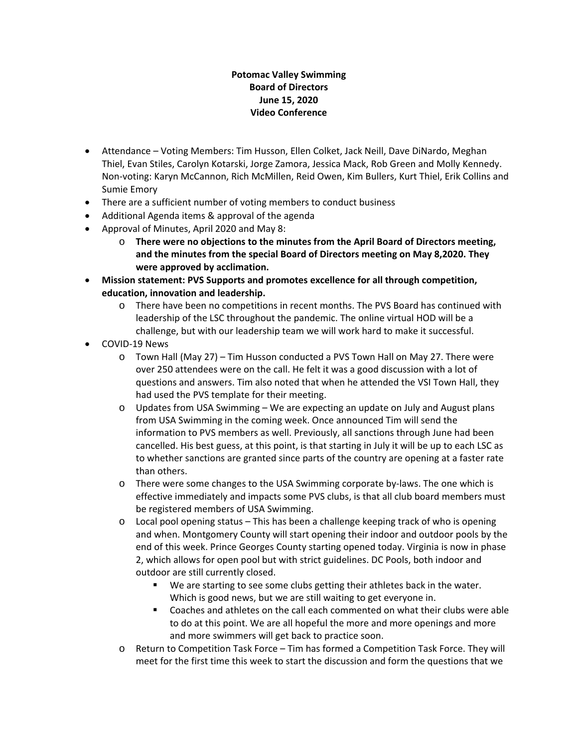**Potomac Valley Swimming**
**Board of Directors**
**June 15, 2020**
**Video Conference**

- Attendance – Voting Members: Tim Husson, Ellen Colket, Jack Neill, Dave DiNardo, Meghan Thiel, Evan Stiles, Carolyn Kotarski, Jorge Zamora, Jessica Mack, Rob Green and Molly Kennedy. Non-voting: Karyn McCannon, Rich McMillen, Reid Owen, Kim Bullers, Kurt Thiel, Erik Collins and Sumie Emory
- There are a sufficient number of voting members to conduct business
- Additional Agenda items & approval of the agenda
- Approval of Minutes, April 2020 and May 8:
  - **There were no objections to the minutes from the April Board of Directors meeting, and the minutes from the special Board of Directors meeting on May 8,2020. They were approved by acclimation.**
- **Mission statement: PVS Supports and promotes excellence for all through competition, education, innovation and leadership.**
  - There have been no competitions in recent months. The PVS Board has continued with leadership of the LSC throughout the pandemic. The online virtual HOD will be a challenge, but with our leadership team we will work hard to make it successful.
- COVID-19 News
  - Town Hall (May 27) – Tim Husson conducted a PVS Town Hall on May 27. There were over 250 attendees were on the call. He felt it was a good discussion with a lot of questions and answers. Tim also noted that when he attended the VSI Town Hall, they had used the PVS template for their meeting.
  - Updates from USA Swimming – We are expecting an update on July and August plans from USA Swimming in the coming week. Once announced Tim will send the information to PVS members as well. Previously, all sanctions through June had been cancelled. His best guess, at this point, is that starting in July it will be up to each LSC as to whether sanctions are granted since parts of the country are opening at a faster rate than others.
  - There were some changes to the USA Swimming corporate by-laws. The one which is effective immediately and impacts some PVS clubs, is that all club board members must be registered members of USA Swimming.
  - Local pool opening status – This has been a challenge keeping track of who is opening and when. Montgomery County will start opening their indoor and outdoor pools by the end of this week. Prince Georges County starting opened today. Virginia is now in phase 2, which allows for open pool but with strict guidelines. DC Pools, both indoor and outdoor are still currently closed.
    - We are starting to see some clubs getting their athletes back in the water. Which is good news, but we are still waiting to get everyone in.
    - Coaches and athletes on the call each commented on what their clubs were able to do at this point. We are all hopeful the more and more openings and more and more swimmers will get back to practice soon.
  - Return to Competition Task Force – Tim has formed a Competition Task Force. They will meet for the first time this week to start the discussion and form the questions that we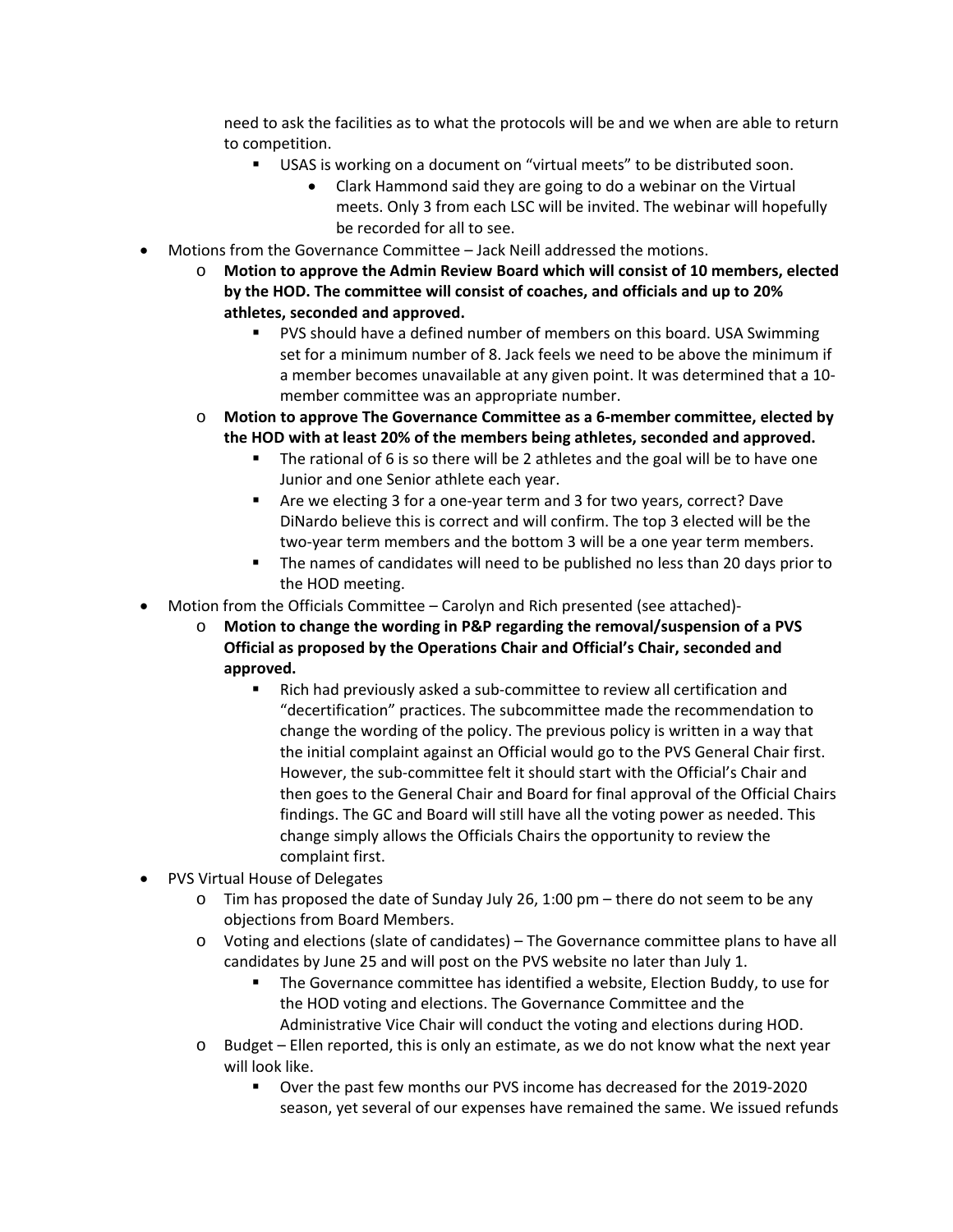need to ask the facilities as to what the protocols will be and we when are able to return to competition.

      - USAS is working on a document on "virtual meets" to be distributed soon.
        - Clark Hammond said they are going to do a webinar on the Virtual meets. Only 3 from each LSC will be invited. The webinar will hopefully be recorded for all to see.

- Motions from the Governance Committee – Jack Neill addressed the motions.
  - **Motion to approve the Admin Review Board which will consist of 10 members, elected by the HOD. The committee will consist of coaches, and officials and up to 20% athletes, seconded and approved.**
    - PVS should have a defined number of members on this board. USA Swimming set for a minimum number of 8. Jack feels we need to be above the minimum if a member becomes unavailable at any given point. It was determined that a 10-member committee was an appropriate number.
  - **Motion to approve The Governance Committee as a 6-member committee, elected by the HOD with at least 20% of the members being athletes, seconded and approved.**
    - The rational of 6 is so there will be 2 athletes and the goal will be to have one Junior and one Senior athlete each year.
    - Are we electing 3 for a one-year term and 3 for two years, correct? Dave DiNardo believe this is correct and will confirm. The top 3 elected will be the two-year term members and the bottom 3 will be a one year term members.
    - The names of candidates will need to be published no less than 20 days prior to the HOD meeting.
- Motion from the Officials Committee – Carolyn and Rich presented (see attached)-
  - **Motion to change the wording in P&P regarding the removal/suspension of a PVS Official as proposed by the Operations Chair and Official's Chair, seconded and approved.**
    - Rich had previously asked a sub-committee to review all certification and "decertification" practices. The subcommittee made the recommendation to change the wording of the policy. The previous policy is written in a way that the initial complaint against an Official would go to the PVS General Chair first. However, the sub-committee felt it should start with the Official's Chair and then goes to the General Chair and Board for final approval of the Official Chairs findings. The GC and Board will still have all the voting power as needed. This change simply allows the Officials Chairs the opportunity to review the complaint first.
- PVS Virtual House of Delegates
  - Tim has proposed the date of Sunday July 26, 1:00 pm – there do not seem to be any objections from Board Members.
  - Voting and elections (slate of candidates) – The Governance committee plans to have all candidates by June 25 and will post on the PVS website no later than July 1.
    - The Governance committee has identified a website, Election Buddy, to use for the HOD voting and elections. The Governance Committee and the Administrative Vice Chair will conduct the voting and elections during HOD.
  - Budget – Ellen reported, this is only an estimate, as we do not know what the next year will look like.
    - Over the past few months our PVS income has decreased for the 2019-2020 season, yet several of our expenses have remained the same. We issued refunds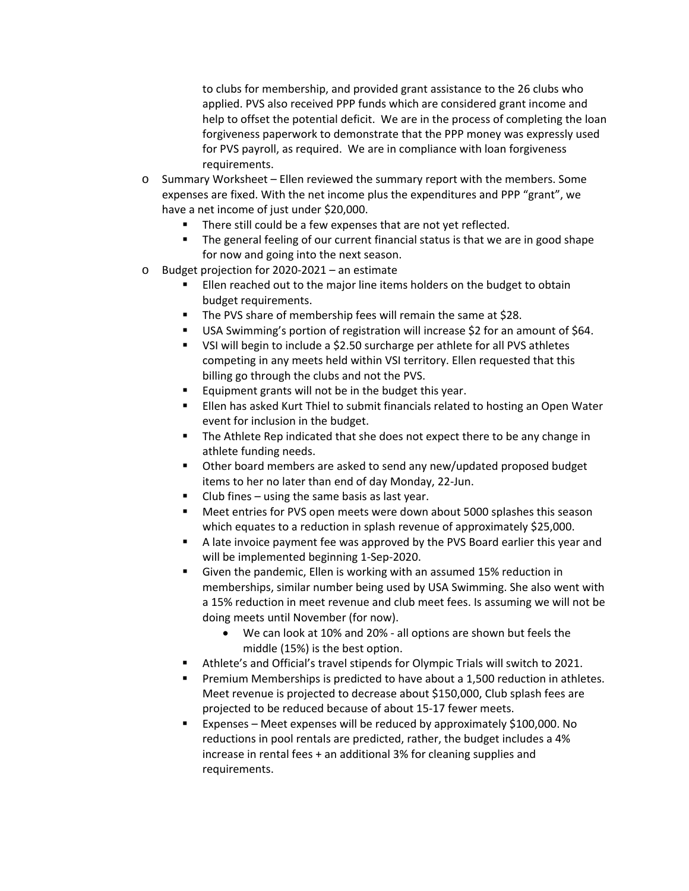to clubs for membership, and provided grant assistance to the 26 clubs who applied. PVS also received PPP funds which are considered grant income and help to offset the potential deficit. We are in the process of completing the loan forgiveness paperwork to demonstrate that the PPP money was expressly used for PVS payroll, as required. We are in compliance with loan forgiveness requirements.

- Summary Worksheet – Ellen reviewed the summary report with the members. Some expenses are fixed. With the net income plus the expenditures and PPP "grant", we have a net income of just under $20,000.
  - There still could be a few expenses that are not yet reflected.
  - The general feeling of our current financial status is that we are in good shape for now and going into the next season.
- Budget projection for 2020-2021 – an estimate
  - Ellen reached out to the major line items holders on the budget to obtain budget requirements.
  - The PVS share of membership fees will remain the same at $28.
  - USA Swimming's portion of registration will increase $2 for an amount of $64.
  - VSI will begin to include a $2.50 surcharge per athlete for all PVS athletes competing in any meets held within VSI territory. Ellen requested that this billing go through the clubs and not the PVS.
  - Equipment grants will not be in the budget this year.
  - Ellen has asked Kurt Thiel to submit financials related to hosting an Open Water event for inclusion in the budget.
  - The Athlete Rep indicated that she does not expect there to be any change in athlete funding needs.
  - Other board members are asked to send any new/updated proposed budget items to her no later than end of day Monday, 22-Jun.
  - Club fines – using the same basis as last year.
  - Meet entries for PVS open meets were down about 5000 splashes this season which equates to a reduction in splash revenue of approximately $25,000.
  - A late invoice payment fee was approved by the PVS Board earlier this year and will be implemented beginning 1-Sep-2020.
  - Given the pandemic, Ellen is working with an assumed 15% reduction in memberships, similar number being used by USA Swimming. She also went with a 15% reduction in meet revenue and club meet fees. Is assuming we will not be doing meets until November (for now).
    - We can look at 10% and 20% - all options are shown but feels the middle (15%) is the best option.
  - Athlete's and Official's travel stipends for Olympic Trials will switch to 2021.
  - Premium Memberships is predicted to have about a 1,500 reduction in athletes. Meet revenue is projected to decrease about $150,000, Club splash fees are projected to be reduced because of about 15-17 fewer meets.
  - Expenses – Meet expenses will be reduced by approximately $100,000. No reductions in pool rentals are predicted, rather, the budget includes a 4% increase in rental fees + an additional 3% for cleaning supplies and requirements.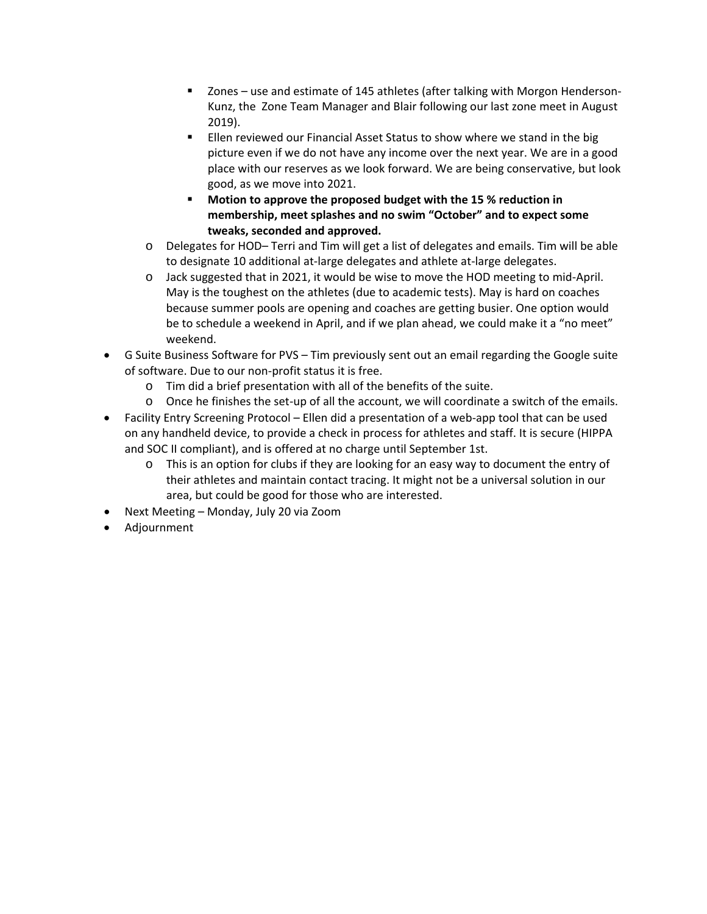- Zones – use and estimate of 145 athletes (after talking with Morgon Henderson-Kunz, the Zone Team Manager and Blair following our last zone meet in August 2019).
        - Ellen reviewed our Financial Asset Status to show where we stand in the big picture even if we do not have any income over the next year. We are in a good place with our reserves as we look forward. We are being conservative, but look good, as we move into 2021.
        - **Motion to approve the proposed budget with the 15 % reduction in membership, meet splashes and no swim "October" and to expect some tweaks, seconded and approved.**
    - Delegates for HOD– Terri and Tim will get a list of delegates and emails. Tim will be able to designate 10 additional at-large delegates and athlete at-large delegates.
    - Jack suggested that in 2021, it would be wise to move the HOD meeting to mid-April. May is the toughest on the athletes (due to academic tests). May is hard on coaches because summer pools are opening and coaches are getting busier. One option would be to schedule a weekend in April, and if we plan ahead, we could make it a "no meet" weekend.
- G Suite Business Software for PVS – Tim previously sent out an email regarding the Google suite of software. Due to our non-profit status it is free.
    - Tim did a brief presentation with all of the benefits of the suite.
    - Once he finishes the set-up of all the account, we will coordinate a switch of the emails.
- Facility Entry Screening Protocol – Ellen did a presentation of a web-app tool that can be used on any handheld device, to provide a check in process for athletes and staff. It is secure (HIPPA and SOC II compliant), and is offered at no charge until September 1st.
    - This is an option for clubs if they are looking for an easy way to document the entry of their athletes and maintain contact tracing. It might not be a universal solution in our area, but could be good for those who are interested.
- Next Meeting – Monday, July 20 via Zoom
- Adjournment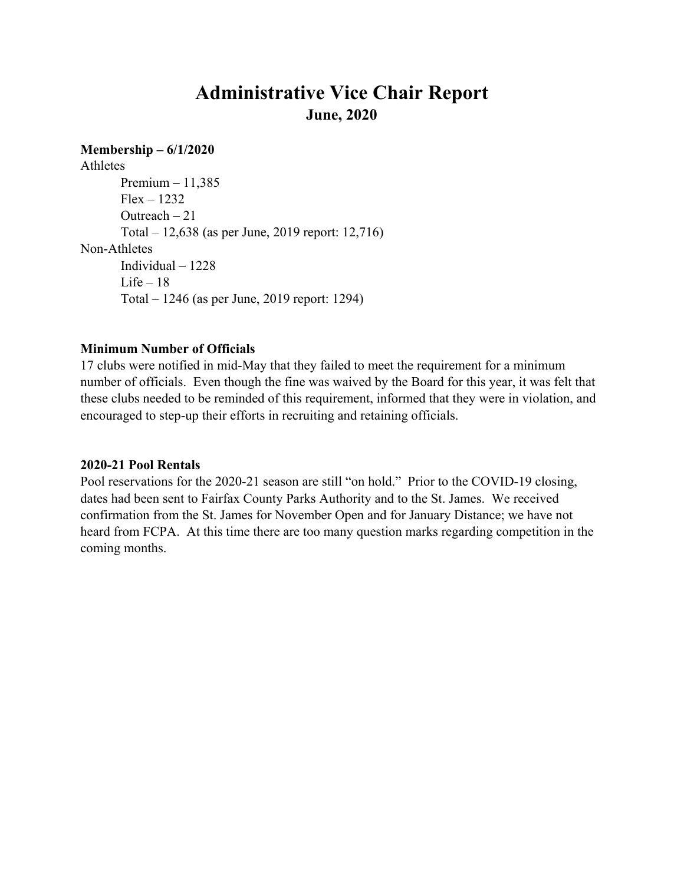# Administrative Vice Chair Report

## June, 2020

**Membership – 6/1/2020**

Athletes

- Premium – 11,385
- Flex – 1232
- Outreach – 21
- Total – 12,638 (as per June, 2019 report: 12,716)

Non-Athletes

- Individual – 1228
- Life – 18
- Total – 1246 (as per June, 2019 report: 1294)

**Minimum Number of Officials**

17 clubs were notified in mid-May that they failed to meet the requirement for a minimum number of officials. Even though the fine was waived by the Board for this year, it was felt that these clubs needed to be reminded of this requirement, informed that they were in violation, and encouraged to step-up their efforts in recruiting and retaining officials.

**2020-21 Pool Rentals**

Pool reservations for the 2020-21 season are still "on hold." Prior to the COVID-19 closing, dates had been sent to Fairfax County Parks Authority and to the St. James. We received confirmation from the St. James for November Open and for January Distance; we have not heard from FCPA. At this time there are too many question marks regarding competition in the coming months.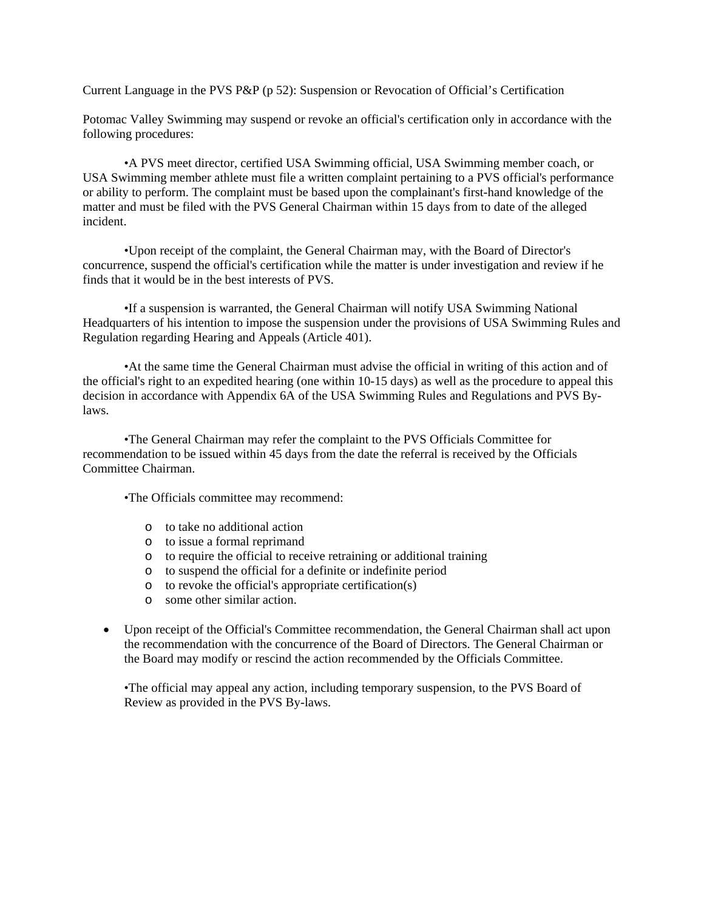Current Language in the PVS P&P (p 52): Suspension or Revocation of Official's Certification

Potomac Valley Swimming may suspend or revoke an official's certification only in accordance with the following procedures:

- A PVS meet director, certified USA Swimming official, USA Swimming member coach, or USA Swimming member athlete must file a written complaint pertaining to a PVS official's performance or ability to perform. The complaint must be based upon the complainant's first-hand knowledge of the matter and must be filed with the PVS General Chairman within 15 days from to date of the alleged incident.

- Upon receipt of the complaint, the General Chairman may, with the Board of Director's concurrence, suspend the official's certification while the matter is under investigation and review if he finds that it would be in the best interests of PVS.

- If a suspension is warranted, the General Chairman will notify USA Swimming National Headquarters of his intention to impose the suspension under the provisions of USA Swimming Rules and Regulation regarding Hearing and Appeals (Article 401).

- At the same time the General Chairman must advise the official in writing of this action and of the official's right to an expedited hearing (one within 10-15 days) as well as the procedure to appeal this decision in accordance with Appendix 6A of the USA Swimming Rules and Regulations and PVS By-laws.

- The General Chairman may refer the complaint to the PVS Officials Committee for recommendation to be issued within 45 days from the date the referral is received by the Officials Committee Chairman.

- The Officials committee may recommend:
  - to take no additional action
  - to issue a formal reprimand
  - to require the official to receive retraining or additional training
  - to suspend the official for a definite or indefinite period
  - to revoke the official's appropriate certification(s)
  - some other similar action.

- Upon receipt of the Official's Committee recommendation, the General Chairman shall act upon the recommendation with the concurrence of the Board of Directors. The General Chairman or the Board may modify or rescind the action recommended by the Officials Committee.

- The official may appeal any action, including temporary suspension, to the PVS Board of Review as provided in the PVS By-laws.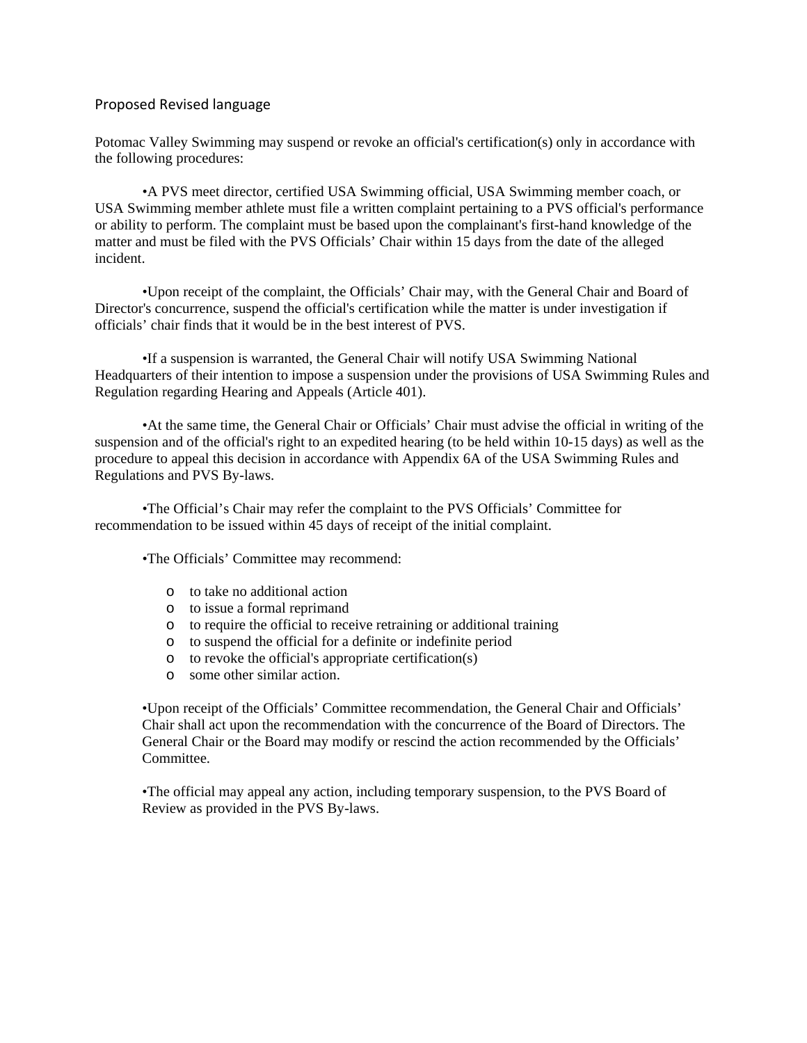Proposed Revised language

Potomac Valley Swimming may suspend or revoke an official's certification(s) only in accordance with the following procedures:

- A PVS meet director, certified USA Swimming official, USA Swimming member coach, or USA Swimming member athlete must file a written complaint pertaining to a PVS official's performance or ability to perform. The complaint must be based upon the complainant's first-hand knowledge of the matter and must be filed with the PVS Officials' Chair within 15 days from the date of the alleged incident.

- Upon receipt of the complaint, the Officials' Chair may, with the General Chair and Board of Director's concurrence, suspend the official's certification while the matter is under investigation if officials' chair finds that it would be in the best interest of PVS.

- If a suspension is warranted, the General Chair will notify USA Swimming National Headquarters of their intention to impose a suspension under the provisions of USA Swimming Rules and Regulation regarding Hearing and Appeals (Article 401).

- At the same time, the General Chair or Officials' Chair must advise the official in writing of the suspension and of the official's right to an expedited hearing (to be held within 10-15 days) as well as the procedure to appeal this decision in accordance with Appendix 6A of the USA Swimming Rules and Regulations and PVS By-laws.

- The Official's Chair may refer the complaint to the PVS Officials' Committee for recommendation to be issued within 45 days of receipt of the initial complaint.

- The Officials' Committee may recommend:
  - to take no additional action
  - to issue a formal reprimand
  - to require the official to receive retraining or additional training
  - to suspend the official for a definite or indefinite period
  - to revoke the official's appropriate certification(s)
  - some other similar action.

- Upon receipt of the Officials' Committee recommendation, the General Chair and Officials' Chair shall act upon the recommendation with the concurrence of the Board of Directors. The General Chair or the Board may modify or rescind the action recommended by the Officials' Committee.

- The official may appeal any action, including temporary suspension, to the PVS Board of Review as provided in the PVS By-laws.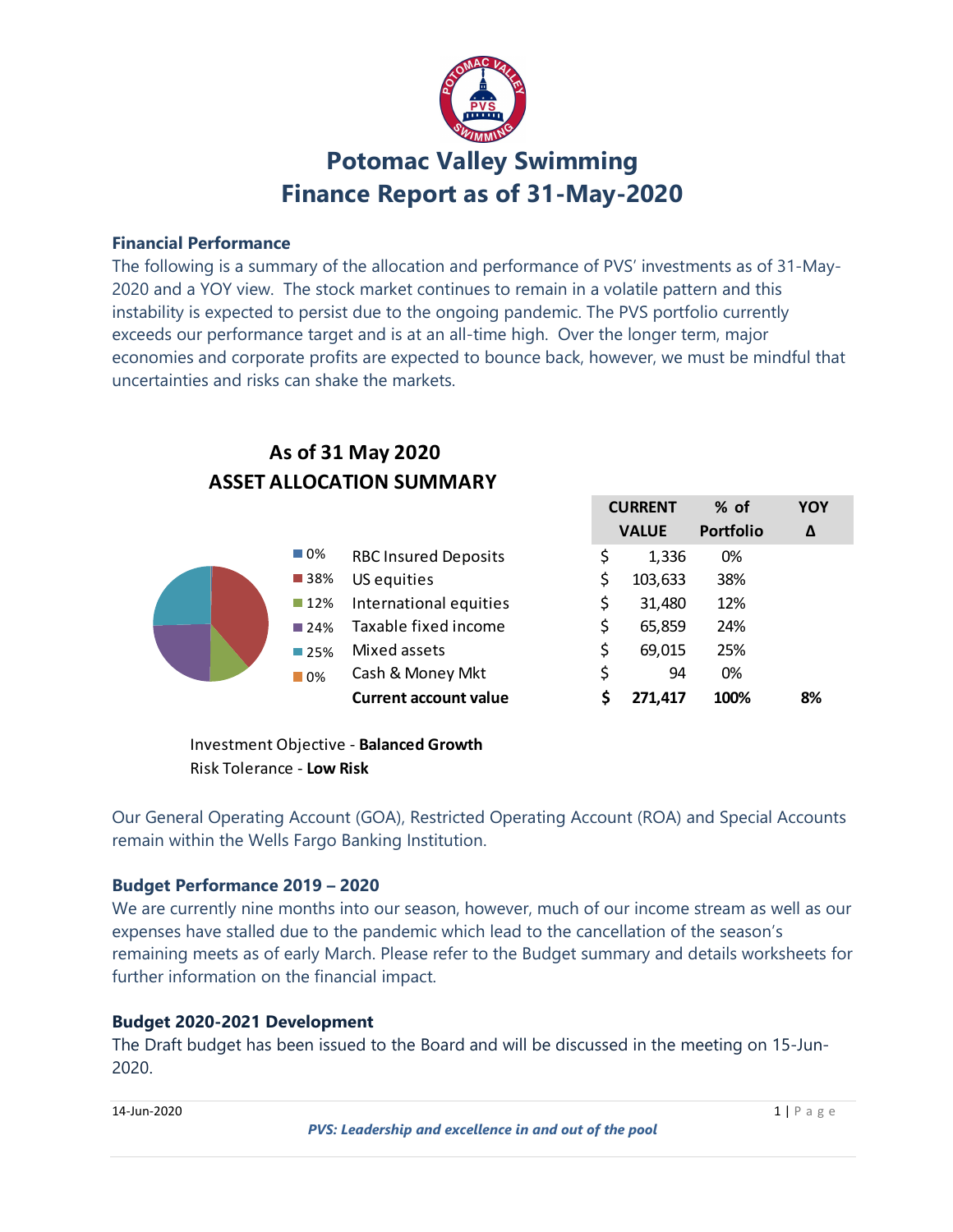# Potomac Valley Swimming
# Finance Report as of 31-May-2020

### Financial Performance

The following is a summary of the allocation and performance of PVS' investments as of 31-May-2020 and a YOY view. The stock market continues to remain in a volatile pattern and this instability is expected to persist due to the ongoing pandemic. The PVS portfolio currently exceeds our performance target and is at an all-time high. Over the longer term, major economies and corporate profits are expected to bounce back, however, we must be mindful that uncertainties and risks can shake the markets.

## As of 31 May 2020
## ASSET ALLOCATION SUMMARY

| | | CURRENT VALUE | % of Portfolio | YOY Δ |
|---|---|---|---|---|
| 0% | RBC Insured Deposits | $ 1,336 | 0% | |
| 38% | US equities | $ 103,633 | 38% | |
| 12% | International equities | $ 31,480 | 12% | |
| 24% | Taxable fixed income | $ 65,859 | 24% | |
| 25% | Mixed assets | $ 69,015 | 25% | |
| 0% | Cash & Money Mkt | $ 94 | 0% | |
| | **Current account value** | **$ 271,417** | **100%** | **8%** |

Investment Objective - **Balanced Growth**
Risk Tolerance - **Low Risk**

Our General Operating Account (GOA), Restricted Operating Account (ROA) and Special Accounts remain within the Wells Fargo Banking Institution.

### Budget Performance 2019 – 2020

We are currently nine months into our season, however, much of our income stream as well as our expenses have stalled due to the pandemic which lead to the cancellation of the season's remaining meets as of early March. Please refer to the Budget summary and details worksheets for further information on the financial impact.

### Budget 2020-2021 Development

The Draft budget has been issued to the Board and will be discussed in the meeting on 15-Jun-2020.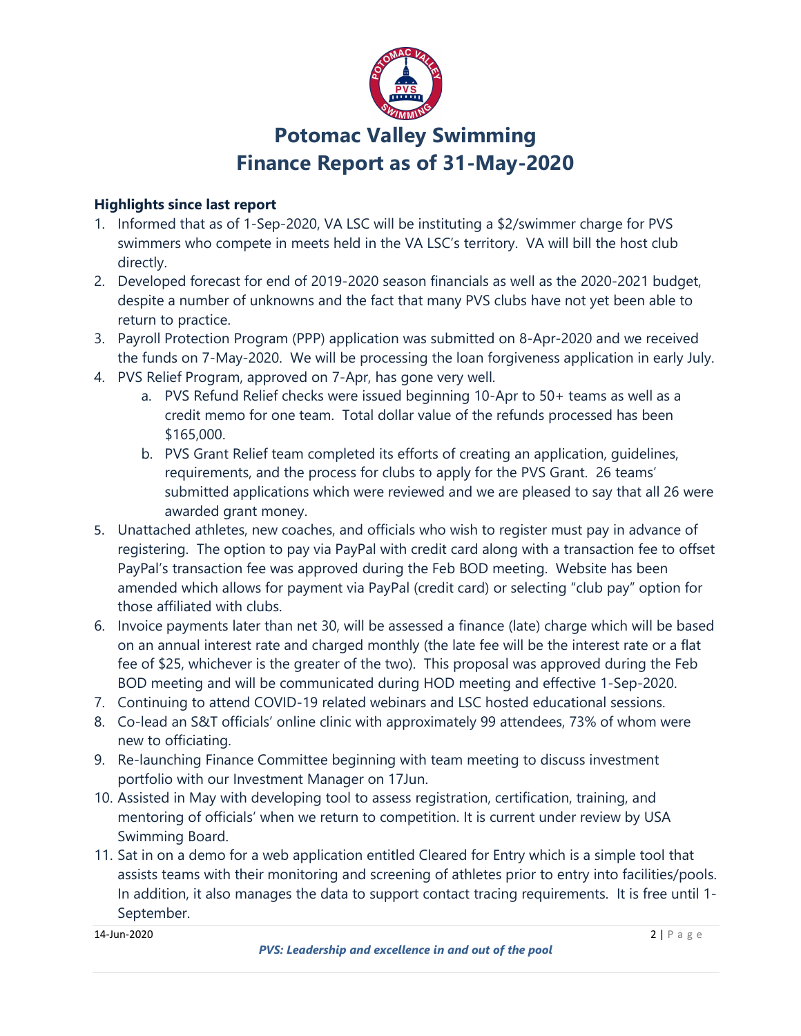# Potomac Valley Swimming
# Finance Report as of 31-May-2020

**Highlights since last report**

1. Informed that as of 1-Sep-2020, VA LSC will be instituting a $2/swimmer charge for PVS swimmers who compete in meets held in the VA LSC's territory. VA will bill the host club directly.
2. Developed forecast for end of 2019-2020 season financials as well as the 2020-2021 budget, despite a number of unknowns and the fact that many PVS clubs have not yet been able to return to practice.
3. Payroll Protection Program (PPP) application was submitted on 8-Apr-2020 and we received the funds on 7-May-2020. We will be processing the loan forgiveness application in early July.
4. PVS Relief Program, approved on 7-Apr, has gone very well.
   a. PVS Refund Relief checks were issued beginning 10-Apr to 50+ teams as well as a credit memo for one team. Total dollar value of the refunds processed has been $165,000.
   b. PVS Grant Relief team completed its efforts of creating an application, guidelines, requirements, and the process for clubs to apply for the PVS Grant. 26 teams' submitted applications which were reviewed and we are pleased to say that all 26 were awarded grant money.
5. Unattached athletes, new coaches, and officials who wish to register must pay in advance of registering. The option to pay via PayPal with credit card along with a transaction fee to offset PayPal's transaction fee was approved during the Feb BOD meeting. Website has been amended which allows for payment via PayPal (credit card) or selecting "club pay" option for those affiliated with clubs.
6. Invoice payments later than net 30, will be assessed a finance (late) charge which will be based on an annual interest rate and charged monthly (the late fee will be the interest rate or a flat fee of $25, whichever is the greater of the two). This proposal was approved during the Feb BOD meeting and will be communicated during HOD meeting and effective 1-Sep-2020.
7. Continuing to attend COVID-19 related webinars and LSC hosted educational sessions.
8. Co-lead an S&T officials' online clinic with approximately 99 attendees, 73% of whom were new to officiating.
9. Re-launching Finance Committee beginning with team meeting to discuss investment portfolio with our Investment Manager on 17Jun.
10. Assisted in May with developing tool to assess registration, certification, training, and mentoring of officials' when we return to competition. It is current under review by USA Swimming Board.
11. Sat in on a demo for a web application entitled Cleared for Entry which is a simple tool that assists teams with their monitoring and screening of athletes prior to entry into facilities/pools. In addition, it also manages the data to support contact tracing requirements. It is free until 1-September.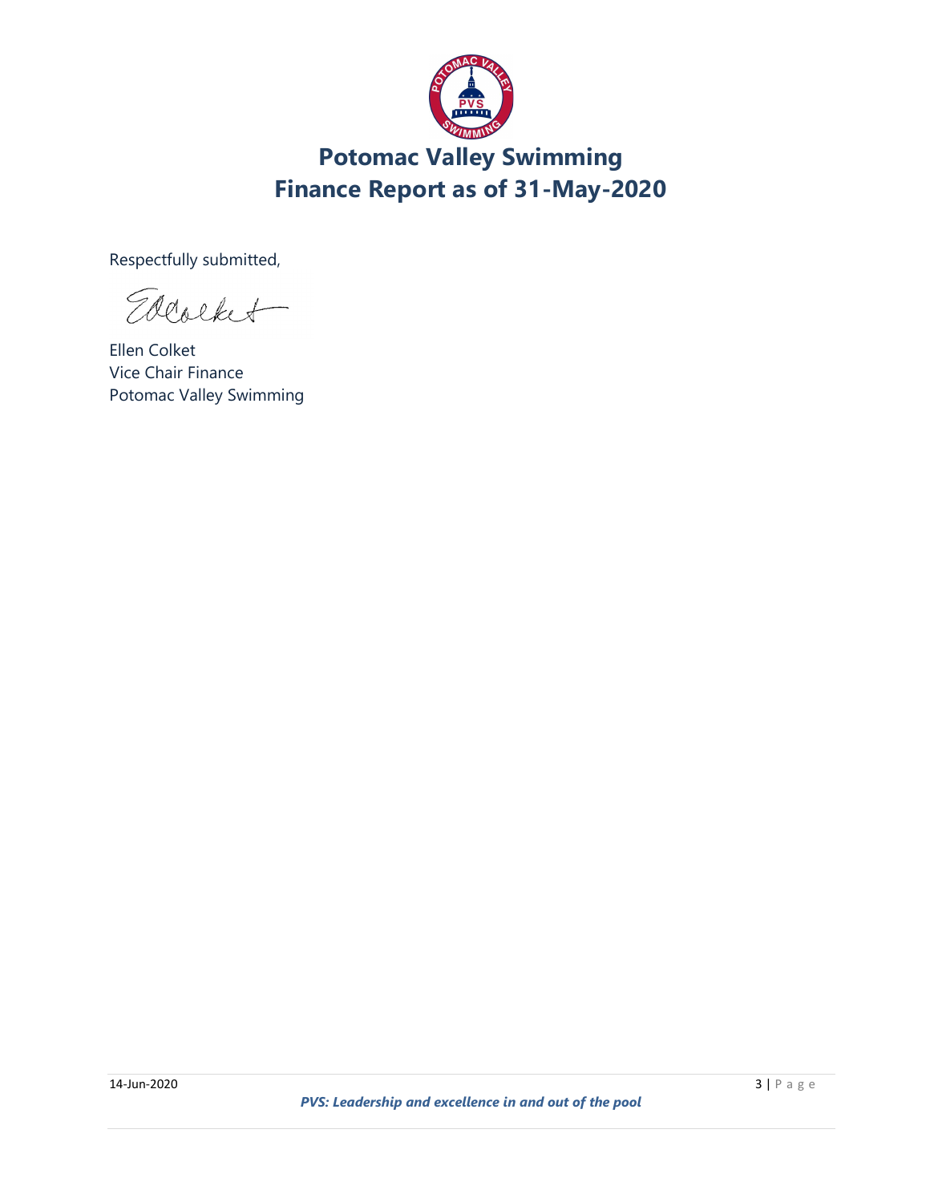# Potomac Valley Swimming
# Finance Report as of 31-May-2020

Respectfully submitted,

Ellen Colket
Vice Chair Finance
Potomac Valley Swimming